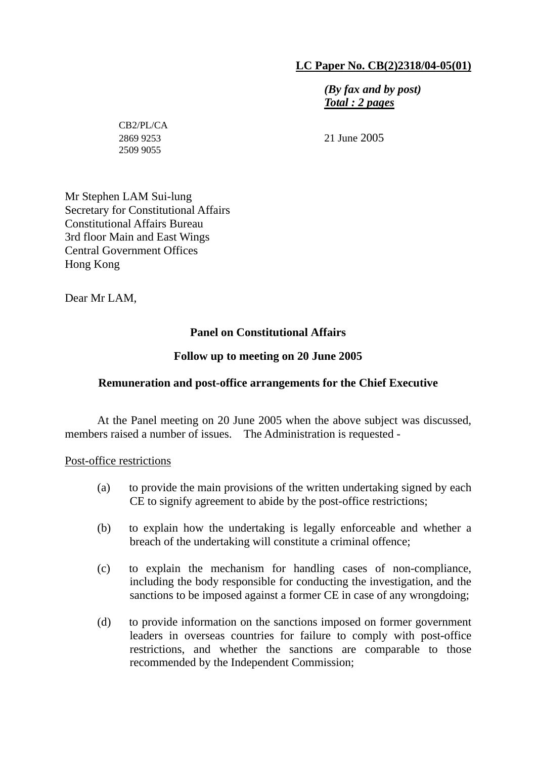**LC Paper No. CB(2)2318/04-05(01)**

***(By fax and by post)***
***Total : 2 pages***

CB2/PL/CA
2869 9253
2509 9055

21 June 2005

Mr Stephen LAM Sui-lung
Secretary for Constitutional Affairs
Constitutional Affairs Bureau
3rd floor Main and East Wings
Central Government Offices
Hong Kong

Dear Mr LAM,

**Panel on Constitutional Affairs**

**Follow up to meeting on 20 June 2005**

**Remuneration and post-office arrangements for the Chief Executive**

At the Panel meeting on 20 June 2005 when the above subject was discussed, members raised a number of issues. The Administration is requested -

Post-office restrictions

(a) to provide the main provisions of the written undertaking signed by each CE to signify agreement to abide by the post-office restrictions;

(b) to explain how the undertaking is legally enforceable and whether a breach of the undertaking will constitute a criminal offence;

(c) to explain the mechanism for handling cases of non-compliance, including the body responsible for conducting the investigation, and the sanctions to be imposed against a former CE in case of any wrongdoing;

(d) to provide information on the sanctions imposed on former government leaders in overseas countries for failure to comply with post-office restrictions, and whether the sanctions are comparable to those recommended by the Independent Commission;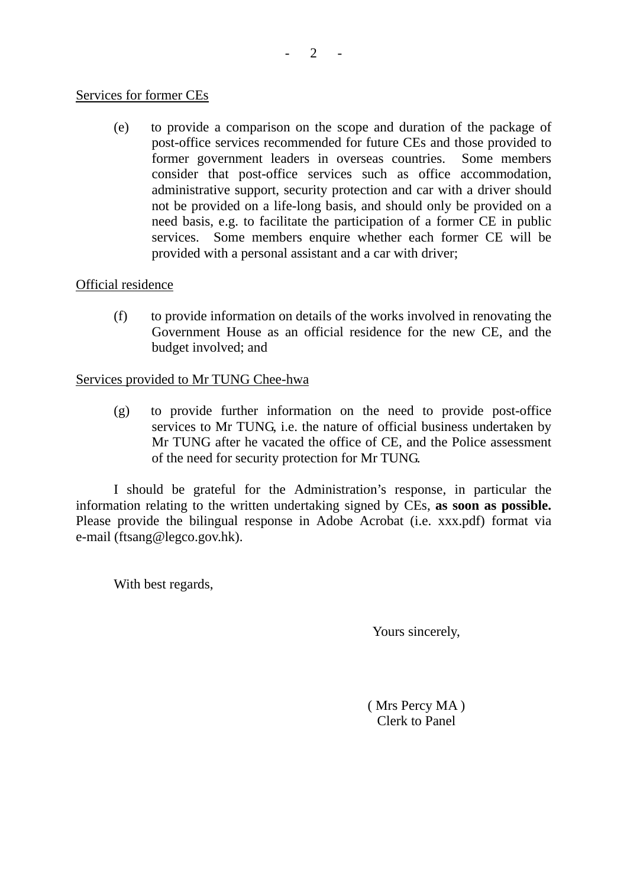Services for former CEs

(e) to provide a comparison on the scope and duration of the package of post-office services recommended for future CEs and those provided to former government leaders in overseas countries. Some members consider that post-office services such as office accommodation, administrative support, security protection and car with a driver should not be provided on a life-long basis, and should only be provided on a need basis, e.g. to facilitate the participation of a former CE in public services. Some members enquire whether each former CE will be provided with a personal assistant and a car with driver;

Official residence

(f) to provide information on details of the works involved in renovating the Government House as an official residence for the new CE, and the budget involved; and

Services provided to Mr TUNG Chee-hwa

(g) to provide further information on the need to provide post-office services to Mr TUNG, i.e. the nature of official business undertaken by Mr TUNG after he vacated the office of CE, and the Police assessment of the need for security protection for Mr TUNG.

I should be grateful for the Administration's response, in particular the information relating to the written undertaking signed by CEs, **as soon as possible.** Please provide the bilingual response in Adobe Acrobat (i.e. xxx.pdf) format via e-mail (ftsang@legco.gov.hk).

With best regards,

Yours sincerely,

( Mrs Percy MA )
Clerk to Panel